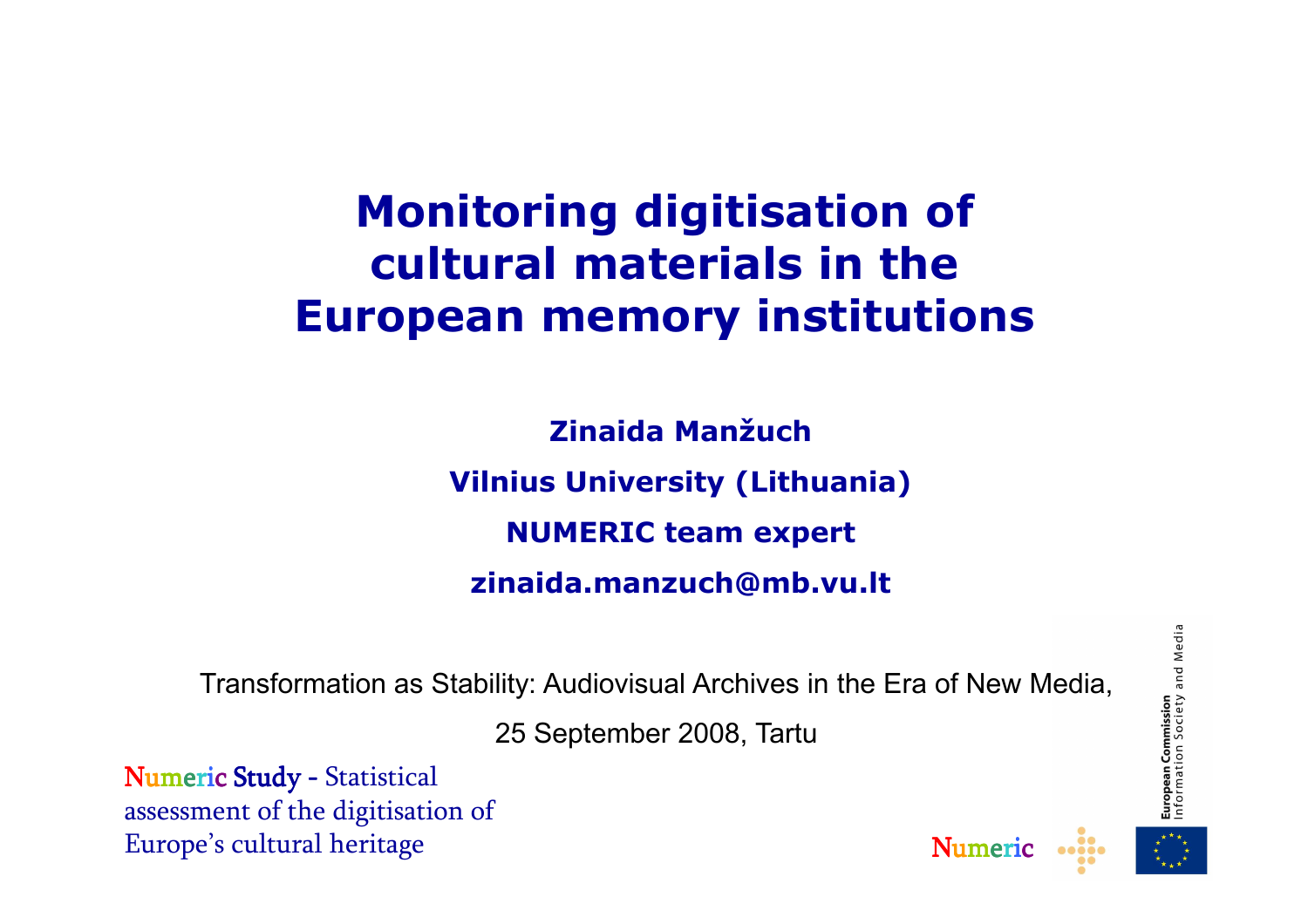# Monitoring digitisation of cultural materials in the European memory institutions

**Zinaida Manžuch**

**Vilnius University (Lithuania)**

**NUMERIC team expert**

**zinaida.manzuch@mb.vu.lt**

Transformation as Stability: Audiovisual Archives in the Era of New Media,

25 September 2008, Tartu

Numeric Study - Statistical assessment of the digitisation of Europe's cultural heritage

Numeric

European Commission
Information Society and Media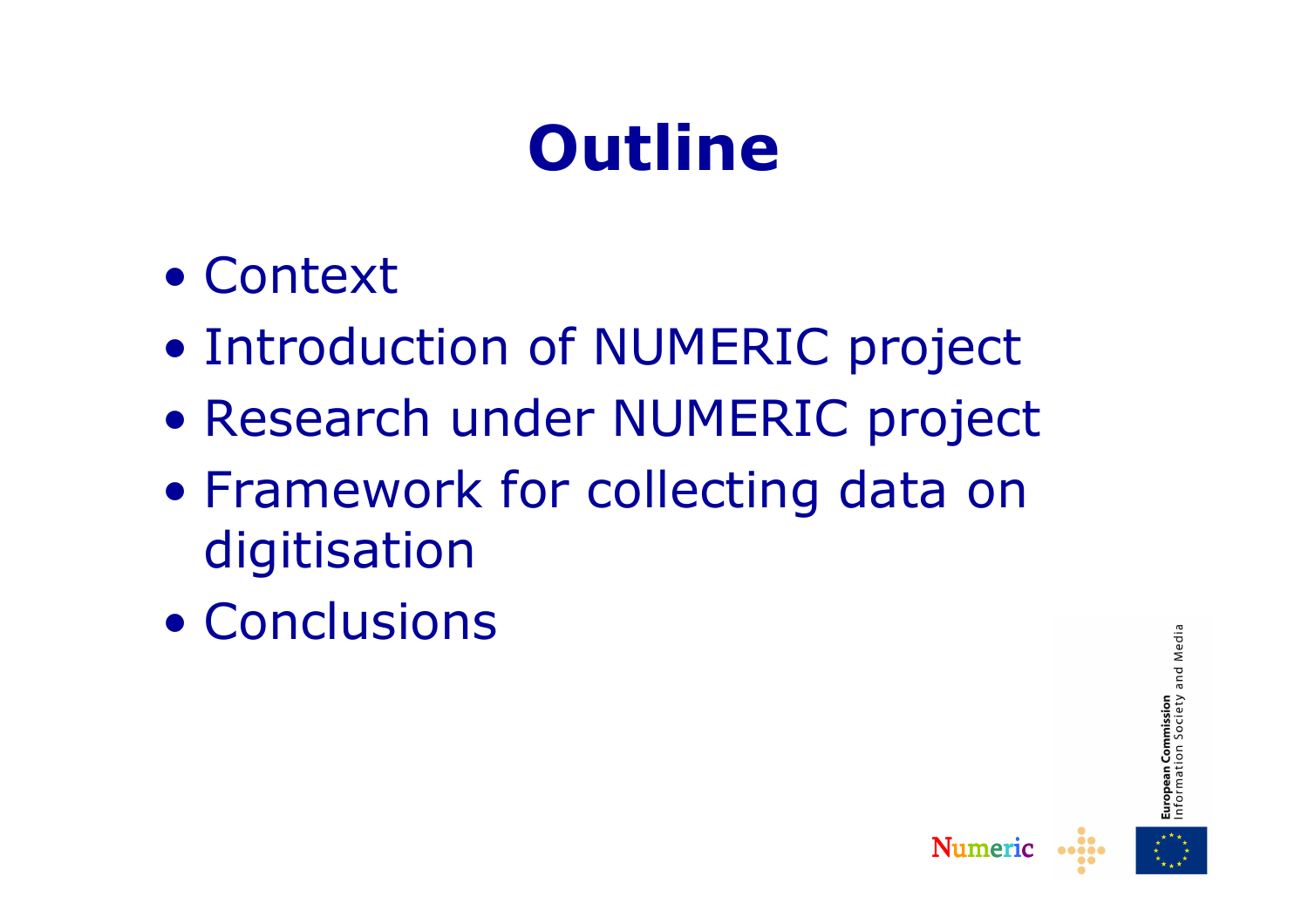# Outline

- Context
- Introduction of NUMERIC project
- Research under NUMERIC project
- Framework for collecting data on digitisation
- Conclusions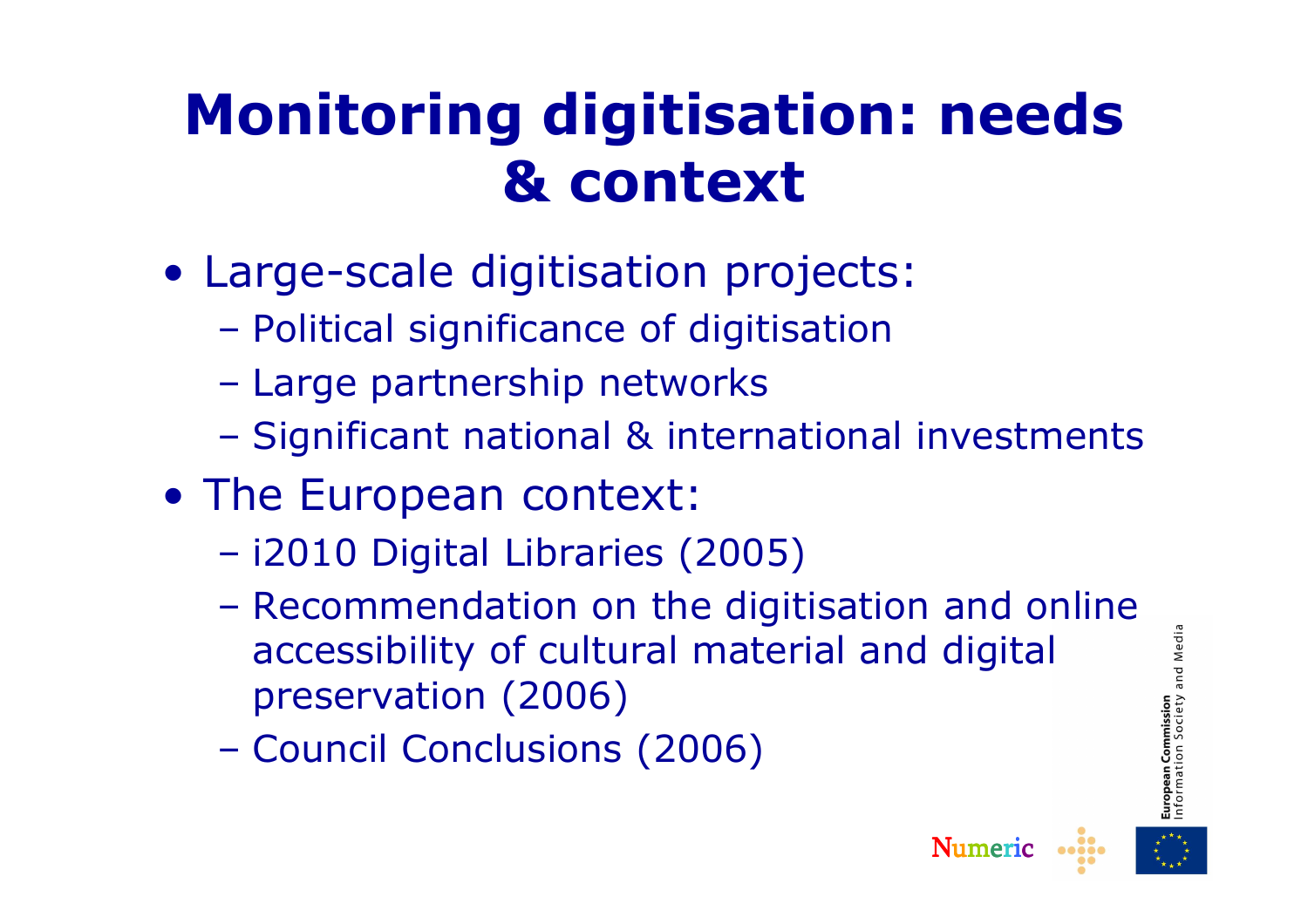# Monitoring digitisation: needs & context

- Large-scale digitisation projects:
  - Political significance of digitisation
  - Large partnership networks
  - Significant national & international investments
- The European context:
  - i2010 Digital Libraries (2005)
  - Recommendation on the digitisation and online accessibility of cultural material and digital preservation (2006)
  - Council Conclusions (2006)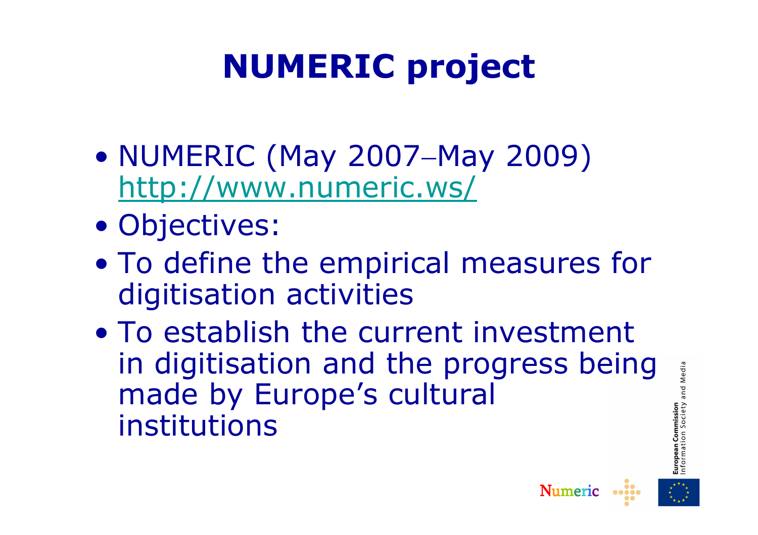# NUMERIC project

- NUMERIC (May 2007–May 2009) http://www.numeric.ws/
- Objectives:
- To define the empirical measures for digitisation activities
- To establish the current investment in digitisation and the progress being made by Europe's cultural institutions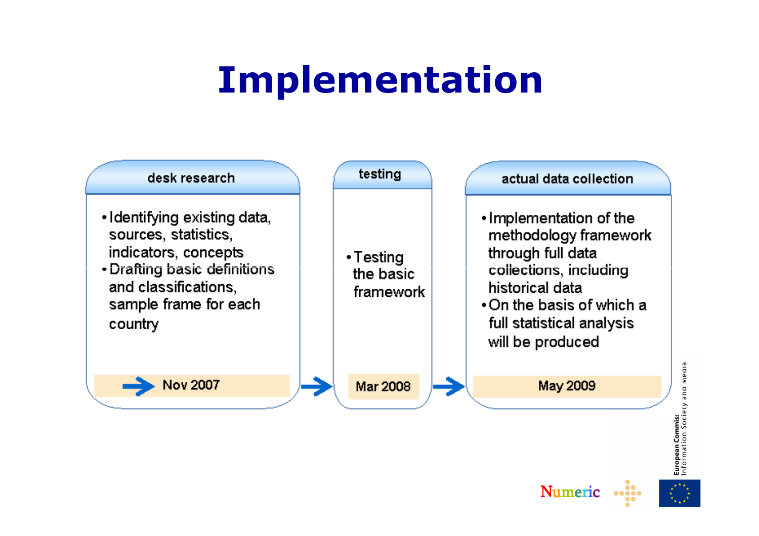# Implementation

## desk research

- Identifying existing data, sources, statistics, indicators, concepts
- Drafting basic definitions and classifications, sample frame for each country

→ Nov 2007

## testing

- Testing the basic framework

Mar 2008

## actual data collection

- Implementation of the methodology framework through full data collections, including historical data
- On the basis of which a full statistical analysis will be produced

May 2009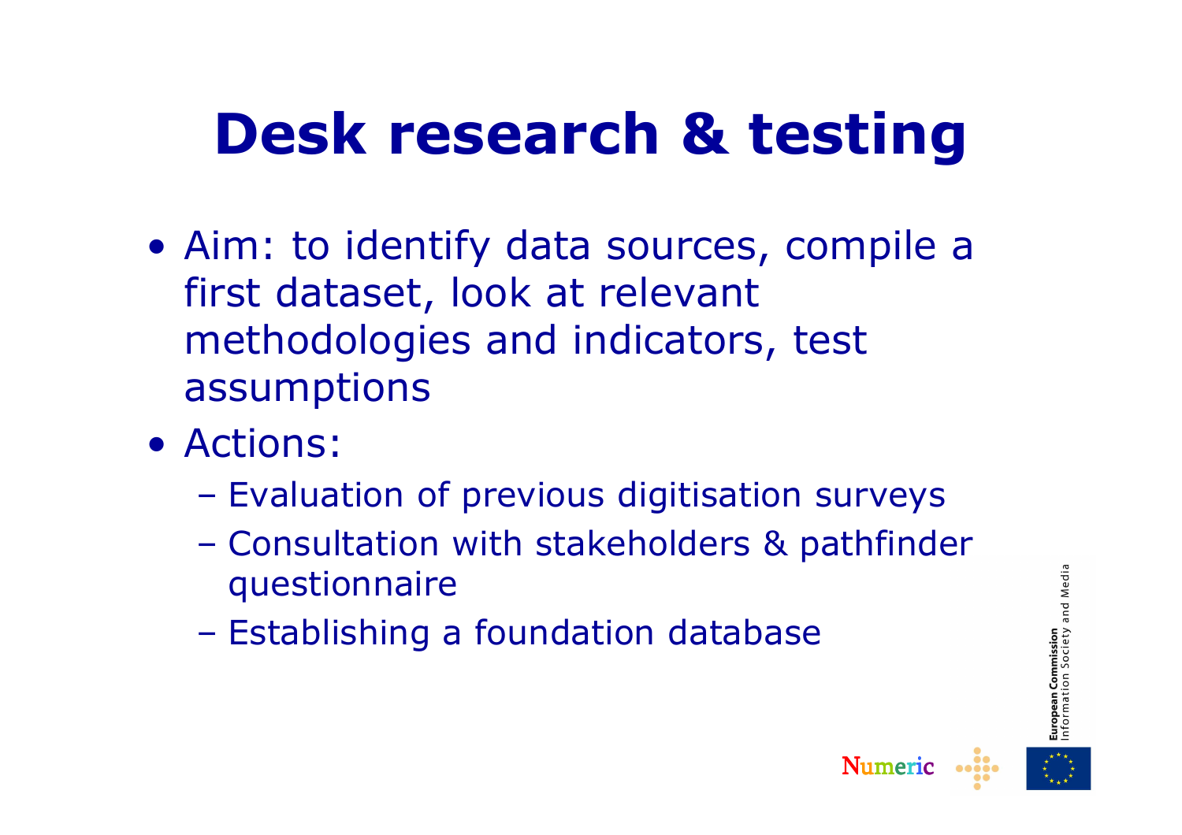# Desk research & testing

- Aim: to identify data sources, compile a first dataset, look at relevant methodologies and indicators, test assumptions
- Actions:
  - Evaluation of previous digitisation surveys
  - Consultation with stakeholders & pathfinder questionnaire
  - Establishing a foundation database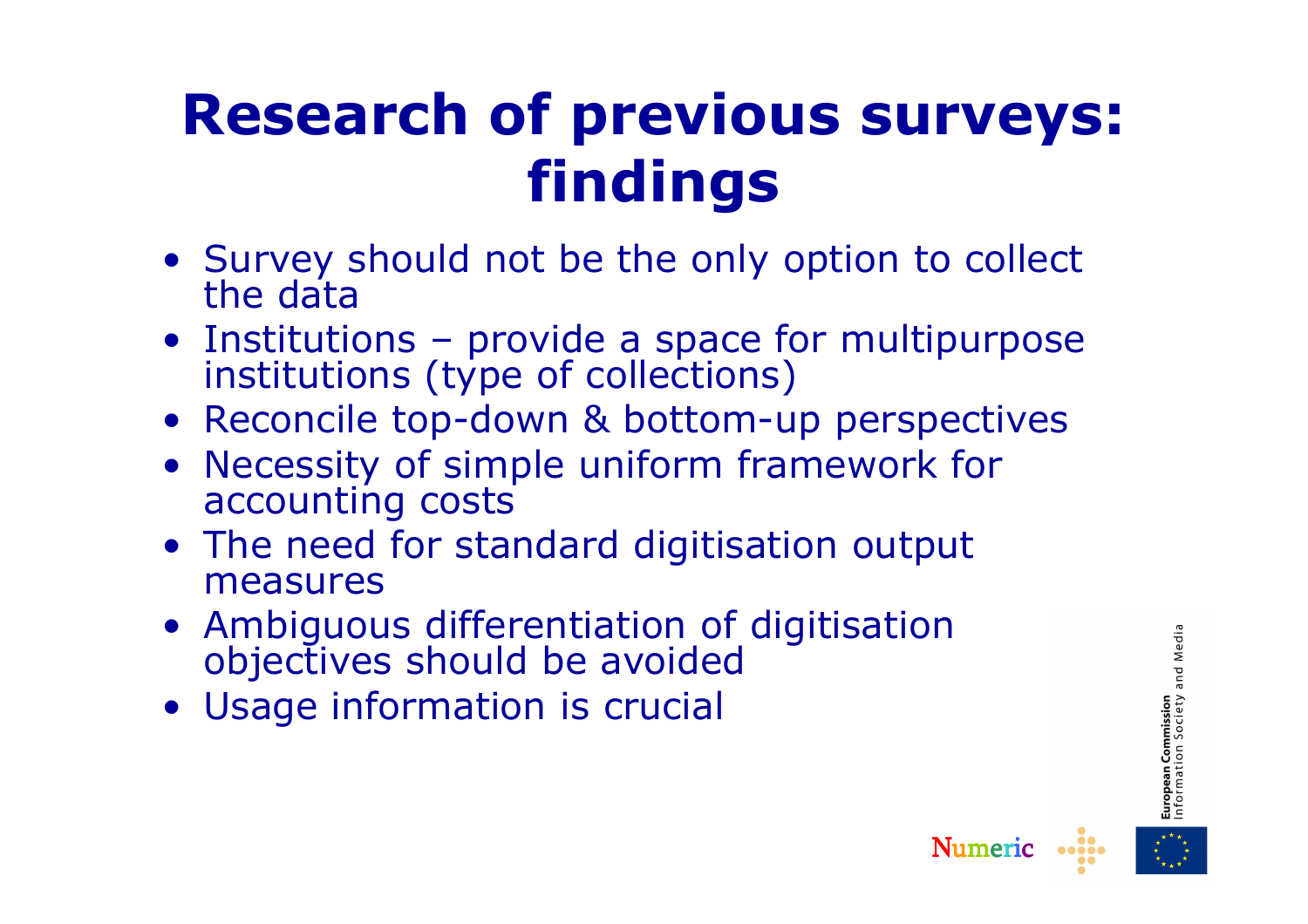# Research of previous surveys: findings

- Survey should not be the only option to collect the data
- Institutions – provide a space for multipurpose institutions (type of collections)
- Reconcile top-down & bottom-up perspectives
- Necessity of simple uniform framework for accounting costs
- The need for standard digitisation output measures
- Ambiguous differentiation of digitisation objectives should be avoided
- Usage information is crucial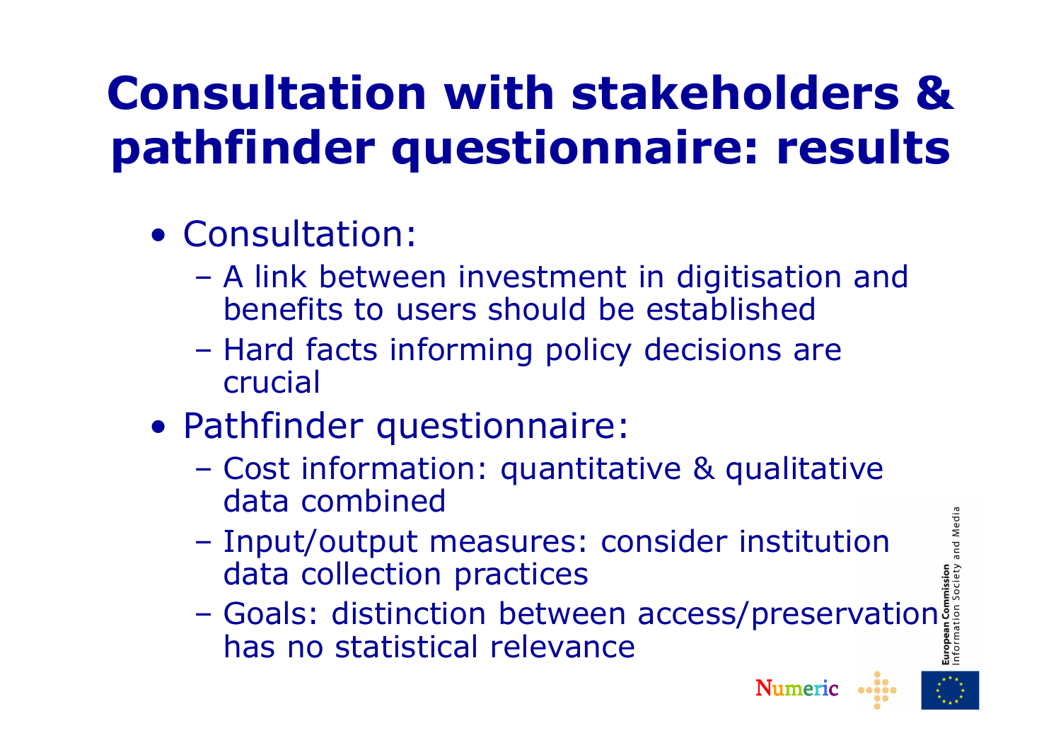# Consultation with stakeholders & pathfinder questionnaire: results

- Consultation:
  - A link between investment in digitisation and benefits to users should be established
  - Hard facts informing policy decisions are crucial
- Pathfinder questionnaire:
  - Cost information: quantitative & qualitative data combined
  - Input/output measures: consider institution data collection practices
  - Goals: distinction between access/preservation has no statistical relevance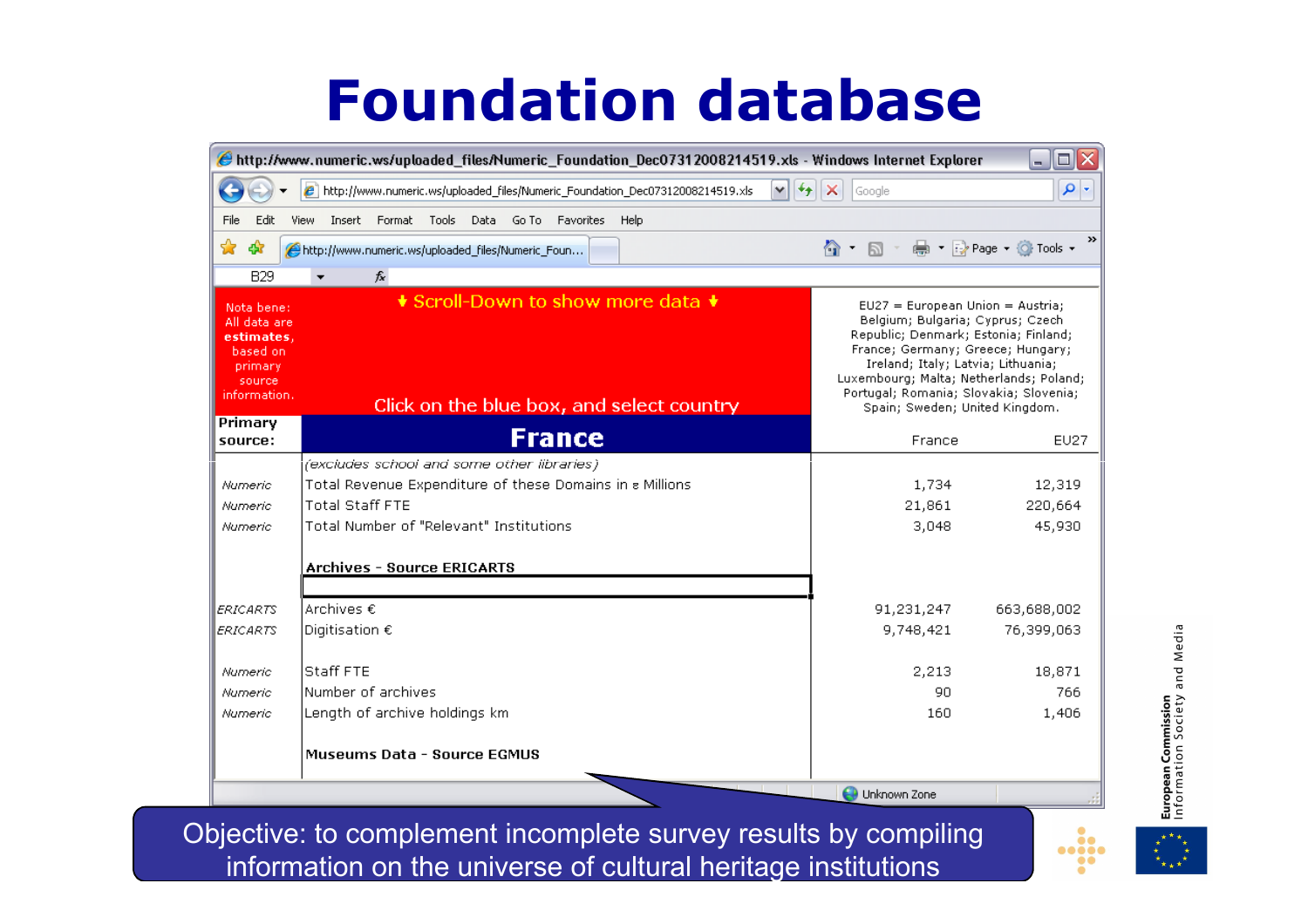# Foundation database

http://www.numeric.ws/uploaded_files/Numeric_Foundation_Dec07312008214519.xls - Windows Internet Explorer

Nota bene: All data are **estimates**, based on primary source information.

↓ Scroll-Down to show more data ↓

Click on the blue box, and select country

EU27 = European Union = Austria; Belgium; Bulgaria; Cyprus; Czech Republic; Denmark; Estonia; Finland; France; Germany; Greece; Hungary; Ireland; Italy; Latvia; Lithuania; Luxembourg; Malta; Netherlands; Poland; Portugal; Romania; Slovakia; Slovenia; Spain; Sweden; United Kingdom.

| Primary source: | France | France | EU27 |
|---|---|---|---|
| | *(excludes school and some other libraries)* | | |
| *Numeric* | Total Revenue Expenditure of these Domains in € Millions | 1,734 | 12,319 |
| *Numeric* | Total Staff FTE | 21,861 | 220,664 |
| *Numeric* | Total Number of "Relevant" Institutions | 3,048 | 45,930 |
| | **Archives - Source ERICARTS** | | |
| *ERICARTS* | Archives € | 91,231,247 | 663,688,002 |
| *ERICARTS* | Digitisation € | 9,748,421 | 76,399,063 |
| *Numeric* | Staff FTE | 2,213 | 18,871 |
| *Numeric* | Number of archives | 90 | 766 |
| *Numeric* | Length of archive holdings km | 160 | 1,406 |
| | **Museums Data - Source EGMUS** | | |

Objective: to complement incomplete survey results by compiling information on the universe of cultural heritage institutions

European Commission
Information Society and Media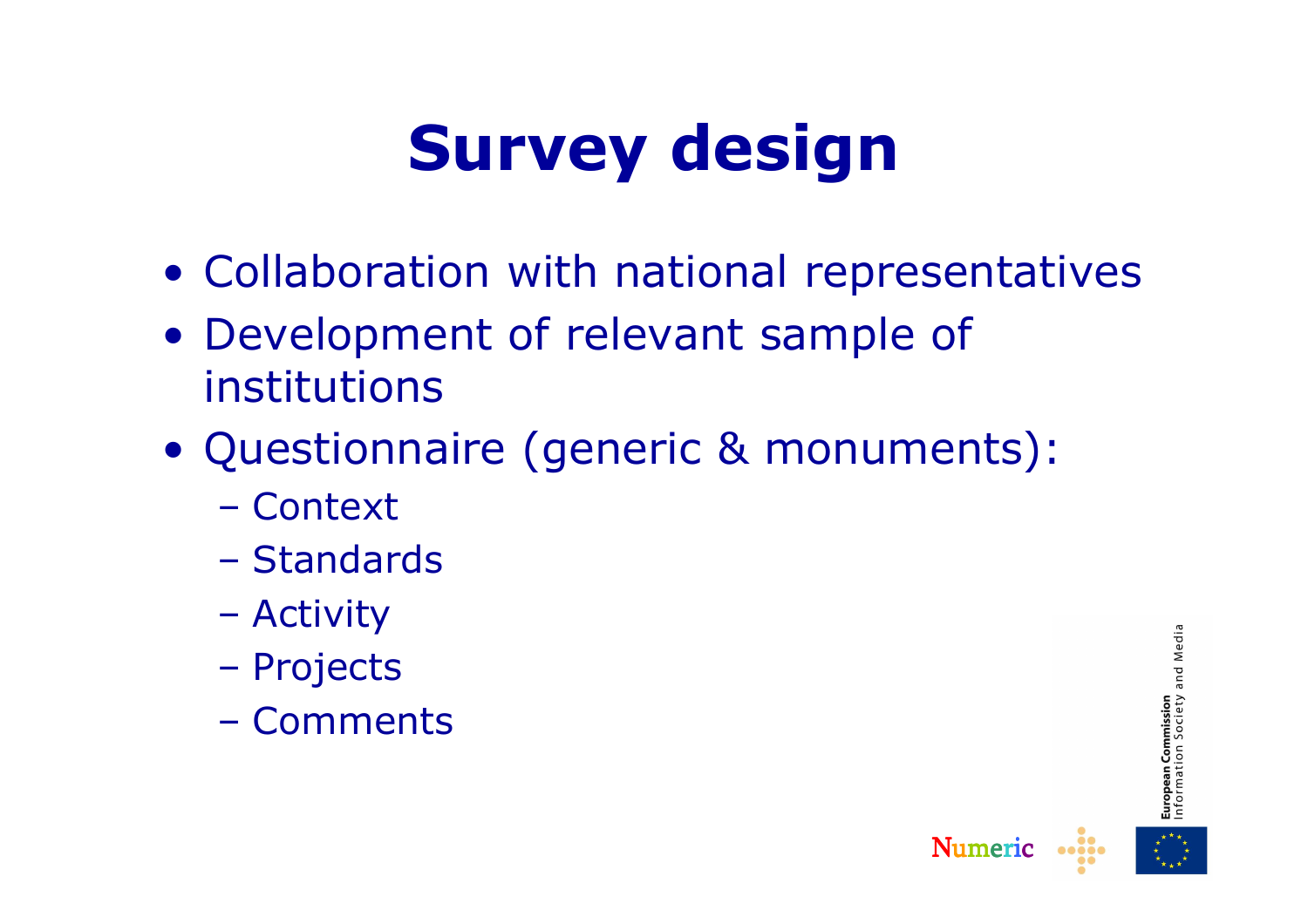# Survey design

- Collaboration with national representatives
- Development of relevant sample of institutions
- Questionnaire (generic & monuments):
  - Context
  - Standards
  - Activity
  - Projects
  - Comments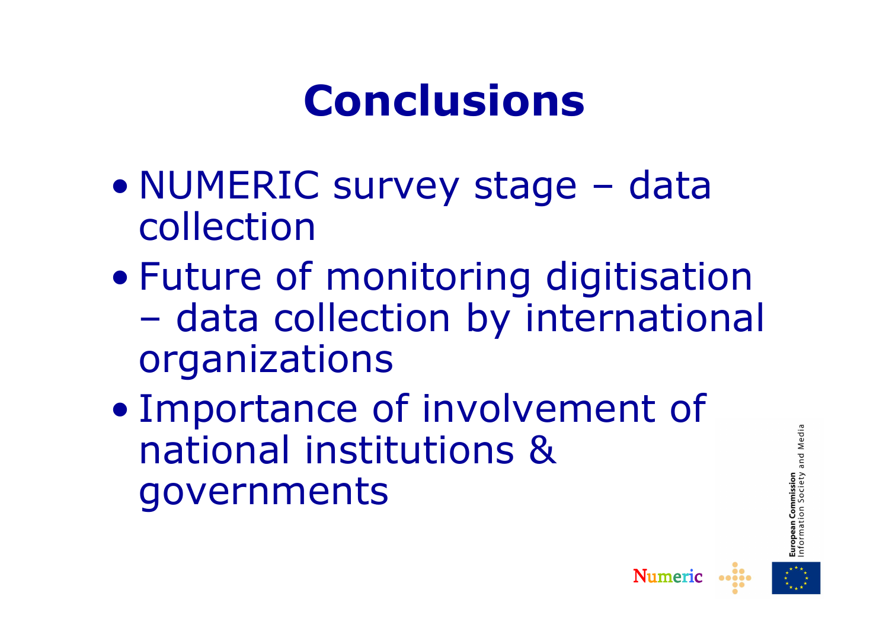# Conclusions

- NUMERIC survey stage – data collection
- Future of monitoring digitisation – data collection by international organizations
- Importance of involvement of national institutions & governments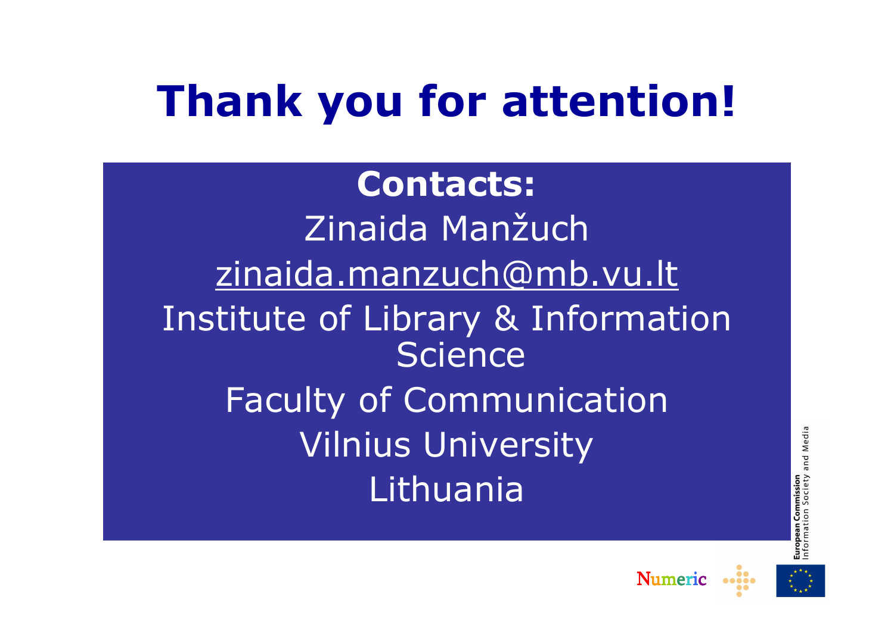# Thank you for attention!

**Contacts:**

Zinaida Manžuch

zinaida.manzuch@mb.vu.lt

Institute of Library & Information Science

Faculty of Communication

Vilnius University

Lithuania

European Commission
Information Society and Media

Numeric